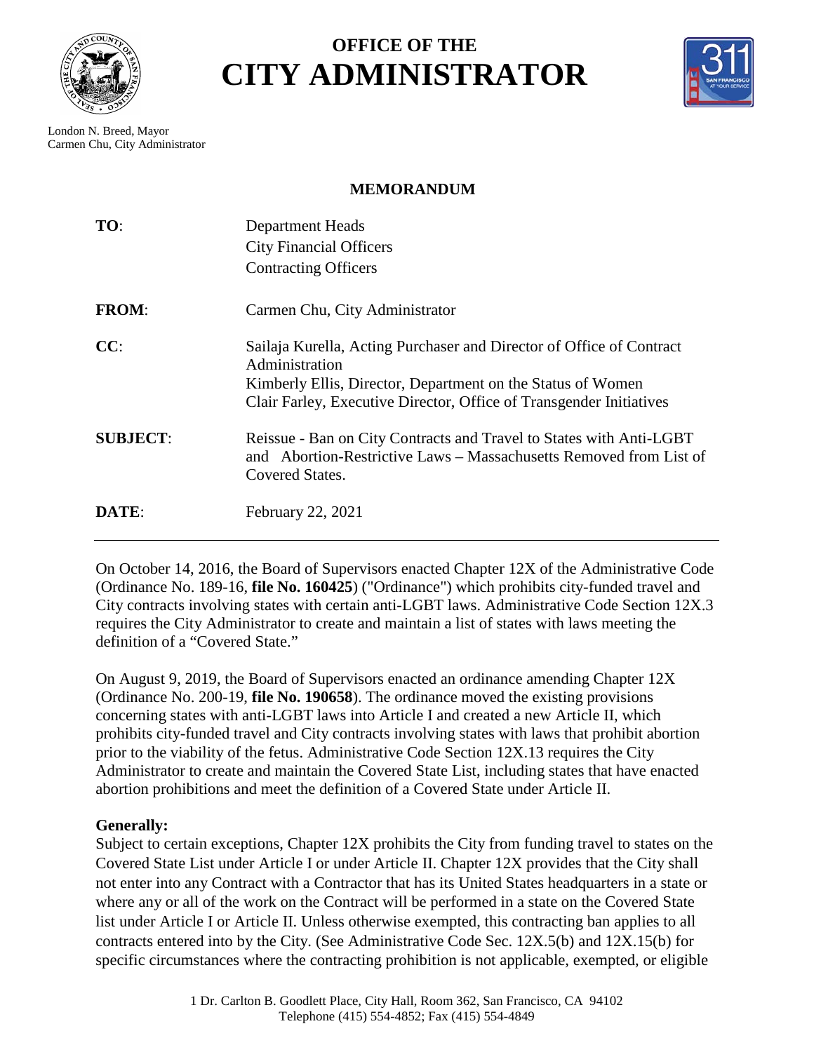# OFFICE OF THE CITY ADMINISTRATOR

London N. Breed, Mayor
Carmen Chu, City Administrator

**MEMORANDUM**

| | |
|---|---|
| **TO**: | Department Heads<br>City Financial Officers<br>Contracting Officers |
| **FROM**: | Carmen Chu, City Administrator |
| **CC**: | Sailaja Kurella, Acting Purchaser and Director of Office of Contract Administration<br>Kimberly Ellis, Director, Department on the Status of Women<br>Clair Farley, Executive Director, Office of Transgender Initiatives |
| **SUBJECT**: | Reissue - Ban on City Contracts and Travel to States with Anti-LGBT and Abortion-Restrictive Laws – Massachusetts Removed from List of Covered States. |
| **DATE**: | February 22, 2021 |

---

On October 14, 2016, the Board of Supervisors enacted Chapter 12X of the Administrative Code (Ordinance No. 189-16, **file No. 160425**) ("Ordinance") which prohibits city-funded travel and City contracts involving states with certain anti-LGBT laws. Administrative Code Section 12X.3 requires the City Administrator to create and maintain a list of states with laws meeting the definition of a "Covered State."

On August 9, 2019, the Board of Supervisors enacted an ordinance amending Chapter 12X (Ordinance No. 200-19, **file No. 190658**). The ordinance moved the existing provisions concerning states with anti-LGBT laws into Article I and created a new Article II, which prohibits city-funded travel and City contracts involving states with laws that prohibit abortion prior to the viability of the fetus. Administrative Code Section 12X.13 requires the City Administrator to create and maintain the Covered State List, including states that have enacted abortion prohibitions and meet the definition of a Covered State under Article II.

**Generally:**
Subject to certain exceptions, Chapter 12X prohibits the City from funding travel to states on the Covered State List under Article I or under Article II. Chapter 12X provides that the City shall not enter into any Contract with a Contractor that has its United States headquarters in a state or where any or all of the work on the Contract will be performed in a state on the Covered State list under Article I or Article II. Unless otherwise exempted, this contracting ban applies to all contracts entered into by the City. (See Administrative Code Sec. 12X.5(b) and 12X.15(b) for specific circumstances where the contracting prohibition is not applicable, exempted, or eligible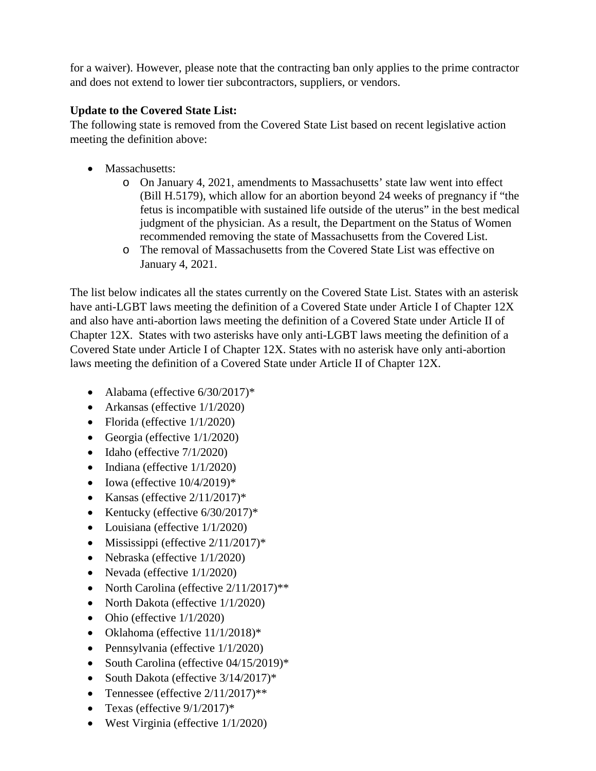for a waiver). However, please note that the contracting ban only applies to the prime contractor and does not extend to lower tier subcontractors, suppliers, or vendors.

**Update to the Covered State List:**
The following state is removed from the Covered State List based on recent legislative action meeting the definition above:

- Massachusetts:
  - On January 4, 2021, amendments to Massachusetts' state law went into effect (Bill H.5179), which allow for an abortion beyond 24 weeks of pregnancy if "the fetus is incompatible with sustained life outside of the uterus" in the best medical judgment of the physician. As a result, the Department on the Status of Women recommended removing the state of Massachusetts from the Covered List.
  - The removal of Massachusetts from the Covered State List was effective on January 4, 2021.

The list below indicates all the states currently on the Covered State List. States with an asterisk have anti-LGBT laws meeting the definition of a Covered State under Article I of Chapter 12X and also have anti-abortion laws meeting the definition of a Covered State under Article II of Chapter 12X. States with two asterisks have only anti-LGBT laws meeting the definition of a Covered State under Article I of Chapter 12X. States with no asterisk have only anti-abortion laws meeting the definition of a Covered State under Article II of Chapter 12X.

- Alabama (effective 6/30/2017)*
- Arkansas (effective 1/1/2020)
- Florida (effective 1/1/2020)
- Georgia (effective 1/1/2020)
- Idaho (effective 7/1/2020)
- Indiana (effective 1/1/2020)
- Iowa (effective 10/4/2019)*
- Kansas (effective 2/11/2017)*
- Kentucky (effective 6/30/2017)*
- Louisiana (effective 1/1/2020)
- Mississippi (effective 2/11/2017)*
- Nebraska (effective 1/1/2020)
- Nevada (effective 1/1/2020)
- North Carolina (effective 2/11/2017)**
- North Dakota (effective 1/1/2020)
- Ohio (effective 1/1/2020)
- Oklahoma (effective 11/1/2018)*
- Pennsylvania (effective 1/1/2020)
- South Carolina (effective 04/15/2019)*
- South Dakota (effective 3/14/2017)*
- Tennessee (effective 2/11/2017)**
- Texas (effective 9/1/2017)*
- West Virginia (effective 1/1/2020)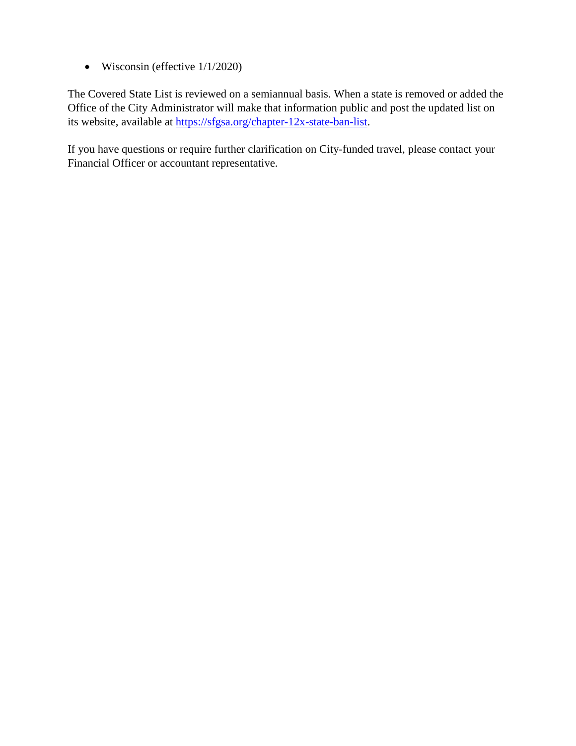- Wisconsin (effective 1/1/2020)

The Covered State List is reviewed on a semiannual basis. When a state is removed or added the Office of the City Administrator will make that information public and post the updated list on its website, available at [https://sfgsa.org/chapter-12x-state-ban-list](https://sfgsa.org/chapter-12x-state-ban-list).

If you have questions or require further clarification on City-funded travel, please contact your Financial Officer or accountant representative.